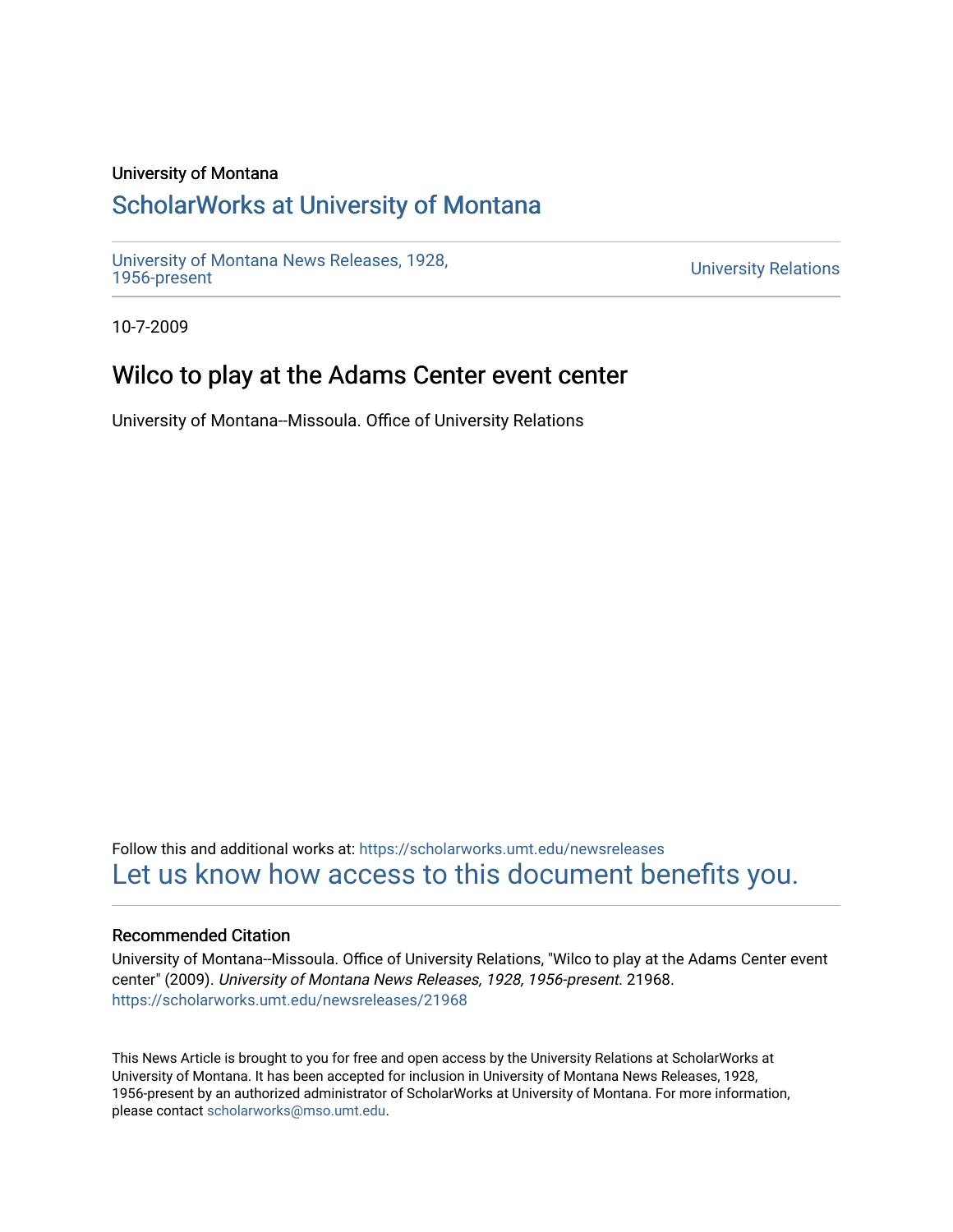University of Montana

# ScholarWorks at University of Montana

University of Montana News Releases, 1928, 1956-present

University Relations

10-7-2009

## Wilco to play at the Adams Center event center

University of Montana--Missoula. Office of University Relations

Follow this and additional works at: https://scholarworks.umt.edu/newsreleases

Let us know how access to this document benefits you.

### Recommended Citation

University of Montana--Missoula. Office of University Relations, "Wilco to play at the Adams Center event center" (2009). *University of Montana News Releases, 1928, 1956-present*. 21968.
https://scholarworks.umt.edu/newsreleases/21968

This News Article is brought to you for free and open access by the University Relations at ScholarWorks at University of Montana. It has been accepted for inclusion in University of Montana News Releases, 1928, 1956-present by an authorized administrator of ScholarWorks at University of Montana. For more information, please contact scholarworks@mso.umt.edu.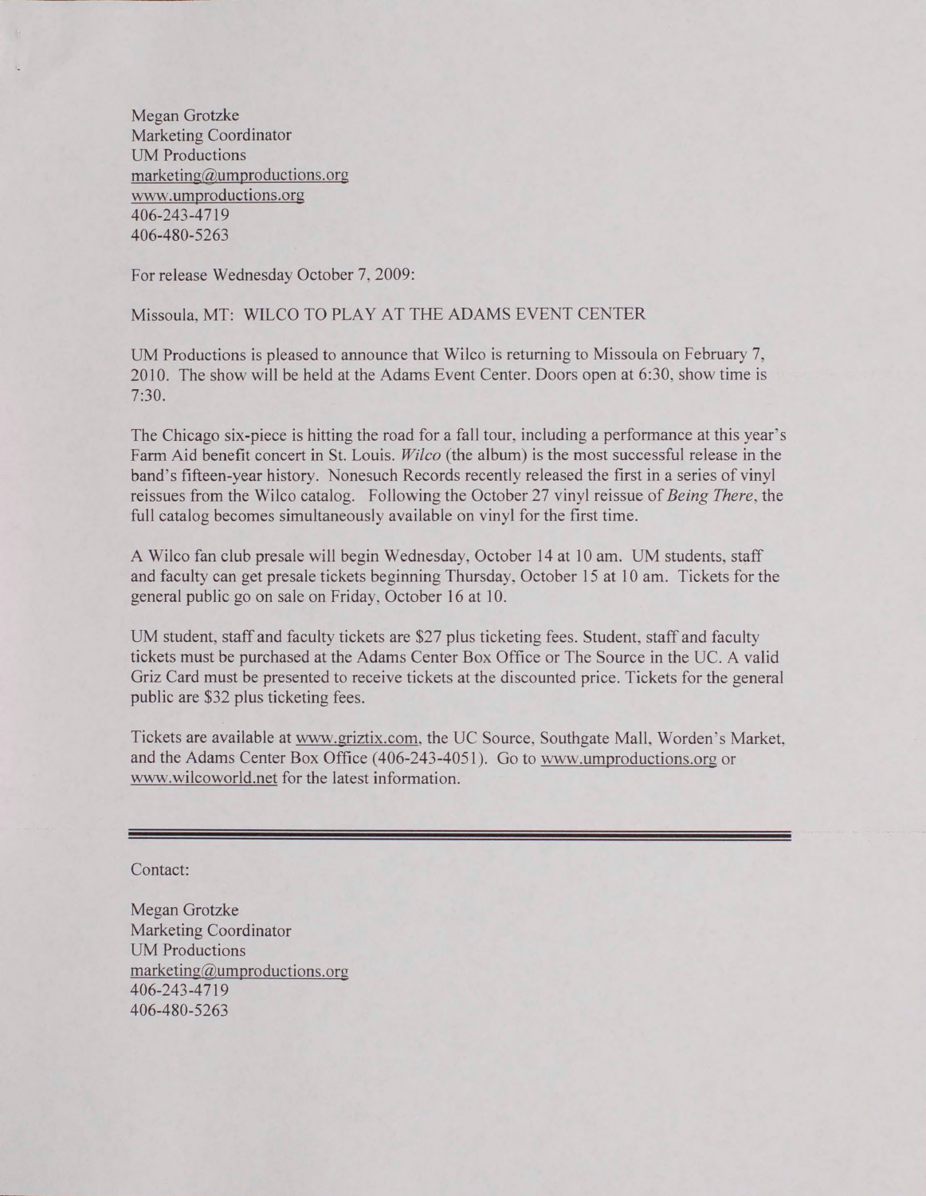Megan Grotzke
Marketing Coordinator
UM Productions
marketing@umproductions.org
www.umproductions.org
406-243-4719
406-480-5263

For release Wednesday October 7, 2009:

Missoula, MT: WILCO TO PLAY AT THE ADAMS EVENT CENTER

UM Productions is pleased to announce that Wilco is returning to Missoula on February 7, 2010. The show will be held at the Adams Event Center. Doors open at 6:30, show time is 7:30.

The Chicago six-piece is hitting the road for a fall tour, including a performance at this year's Farm Aid benefit concert in St. Louis. *Wilco* (the album) is the most successful release in the band's fifteen-year history. Nonesuch Records recently released the first in a series of vinyl reissues from the Wilco catalog. Following the October 27 vinyl reissue of *Being There*, the full catalog becomes simultaneously available on vinyl for the first time.

A Wilco fan club presale will begin Wednesday, October 14 at 10 am. UM students, staff and faculty can get presale tickets beginning Thursday, October 15 at 10 am. Tickets for the general public go on sale on Friday, October 16 at 10.

UM student, staff and faculty tickets are $27 plus ticketing fees. Student, staff and faculty tickets must be purchased at the Adams Center Box Office or The Source in the UC. A valid Griz Card must be presented to receive tickets at the discounted price. Tickets for the general public are $32 plus ticketing fees.

Tickets are available at www.griztix.com, the UC Source, Southgate Mall, Worden's Market, and the Adams Center Box Office (406-243-4051). Go to www.umproductions.org or www.wilcoworld.net for the latest information.

---

Contact:

Megan Grotzke
Marketing Coordinator
UM Productions
marketing@umproductions.org
406-243-4719
406-480-5263